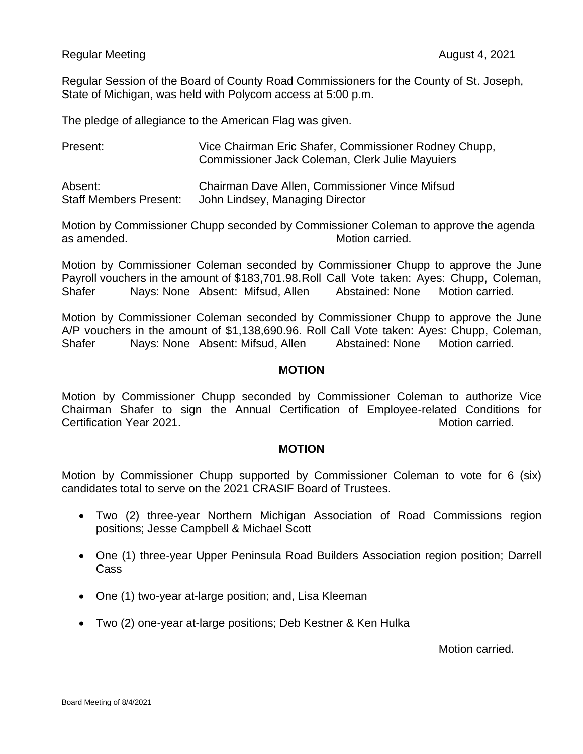Regular Meeting August 4, 2021

Regular Session of the Board of County Road Commissioners for the County of St. Joseph, State of Michigan, was held with Polycom access at 5:00 p.m.

The pledge of allegiance to the American Flag was given.

Present: Vice Chairman Eric Shafer, Commissioner Rodney Chupp, Commissioner Jack Coleman, Clerk Julie Mayuiers

Absent: Chairman Dave Allen, Commissioner Vince Mifsud

Staff Members Present: John Lindsey, Managing Director

Motion by Commissioner Chupp seconded by Commissioner Coleman to approve the agenda as amended. Motion carried.

Motion by Commissioner Coleman seconded by Commissioner Chupp to approve the June Payroll vouchers in the amount of $183,701.98. Roll Call Vote taken: Ayes: Chupp, Coleman, Shafer Nays: None Absent: Mifsud, Allen Abstained: None Motion carried.

Motion by Commissioner Coleman seconded by Commissioner Chupp to approve the June A/P vouchers in the amount of $1,138,690.96. Roll Call Vote taken: Ayes: Chupp, Coleman, Shafer Nays: None Absent: Mifsud, Allen Abstained: None Motion carried.

**MOTION**

Motion by Commissioner Chupp seconded by Commissioner Coleman to authorize Vice Chairman Shafer to sign the Annual Certification of Employee-related Conditions for Certification Year 2021. Motion carried.

**MOTION**

Motion by Commissioner Chupp supported by Commissioner Coleman to vote for 6 (six) candidates total to serve on the 2021 CRASIF Board of Trustees.

- Two (2) three-year Northern Michigan Association of Road Commissions region positions; Jesse Campbell & Michael Scott
- One (1) three-year Upper Peninsula Road Builders Association region position; Darrell Cass
- One (1) two-year at-large position; and, Lisa Kleeman
- Two (2) one-year at-large positions; Deb Kestner & Ken Hulka

Motion carried.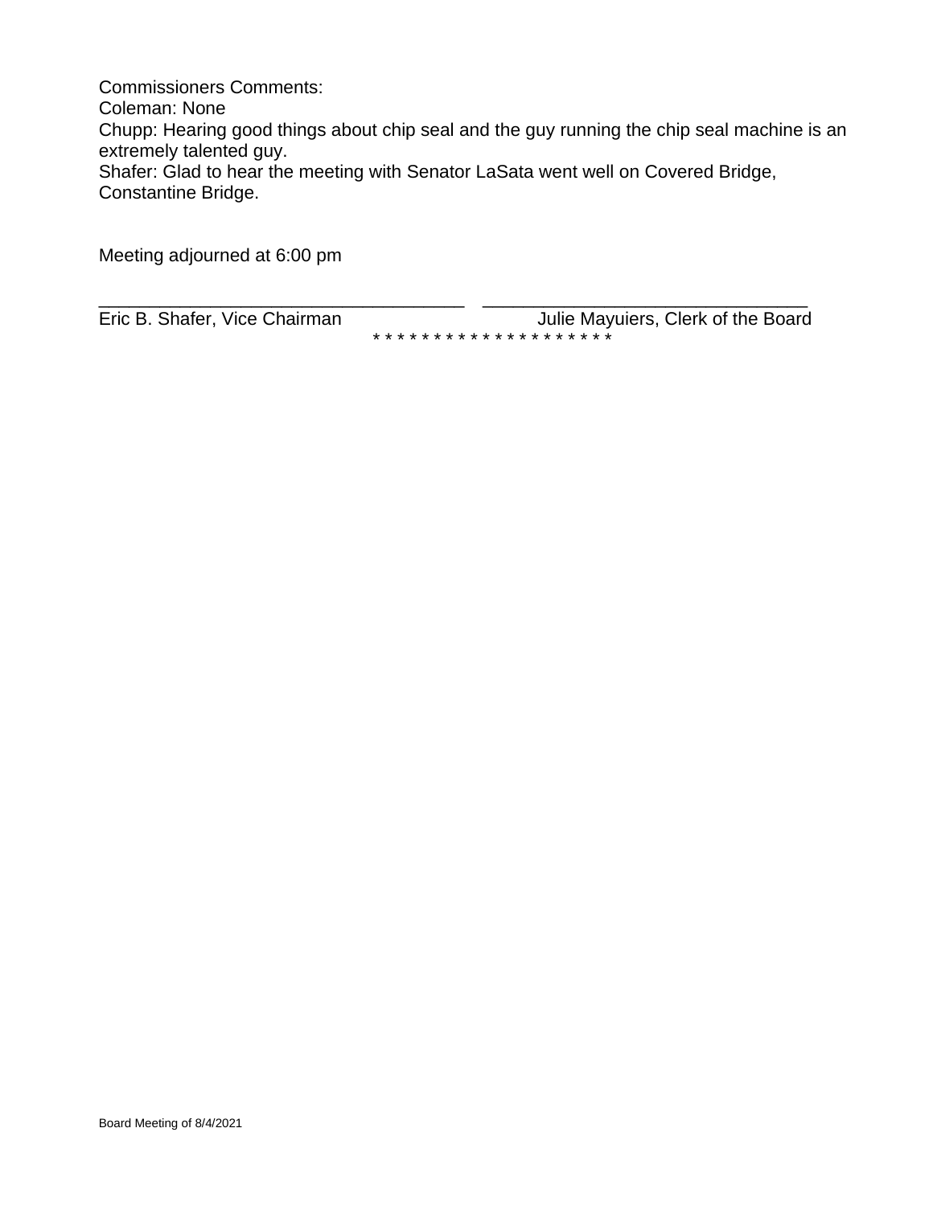Commissioners Comments:
Coleman: None
Chupp: Hearing good things about chip seal and the guy running the chip seal machine is an extremely talented guy.
Shafer: Glad to hear the meeting with Senator LaSata went well on Covered Bridge, Constantine Bridge.

Meeting adjourned at 6:00 pm

_____________________________________ ________________________________
Eric B. Shafer, Vice Chairman Julie Mayuiers, Clerk of the Board

* * * * * * * * * * * * * * * * * * * *